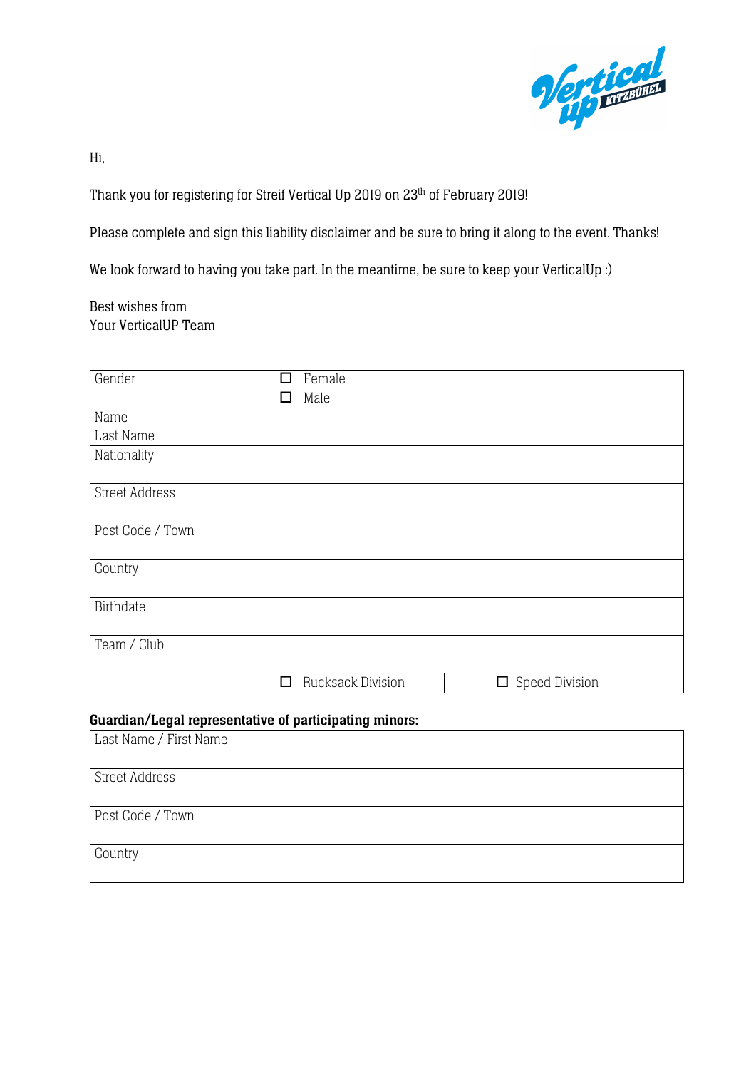Hi,

Thank you for registering for Streif Vertical Up 2019 on 23th of February 2019!

Please complete and sign this liability disclaimer and be sure to bring it along to the event. Thanks!

We look forward to having you take part. In the meantime, be sure to keep your VerticalUp :)

Best wishes from
Your VerticalUP Team

| | | |
|---|---|---|
| Gender | ☐ Female<br>☐ Male | |
| Name<br>Last Name | | |
| Nationality | | |
| Street Address | | |
| Post Code / Town | | |
| Country | | |
| Birthdate | | |
| Team / Club | | |
| | ☐ Rucksack Division | ☐ Speed Division |

**Guardian/Legal representative of participating minors:**

| | |
|---|---|
| Last Name / First Name | |
| Street Address | |
| Post Code / Town | |
| Country | |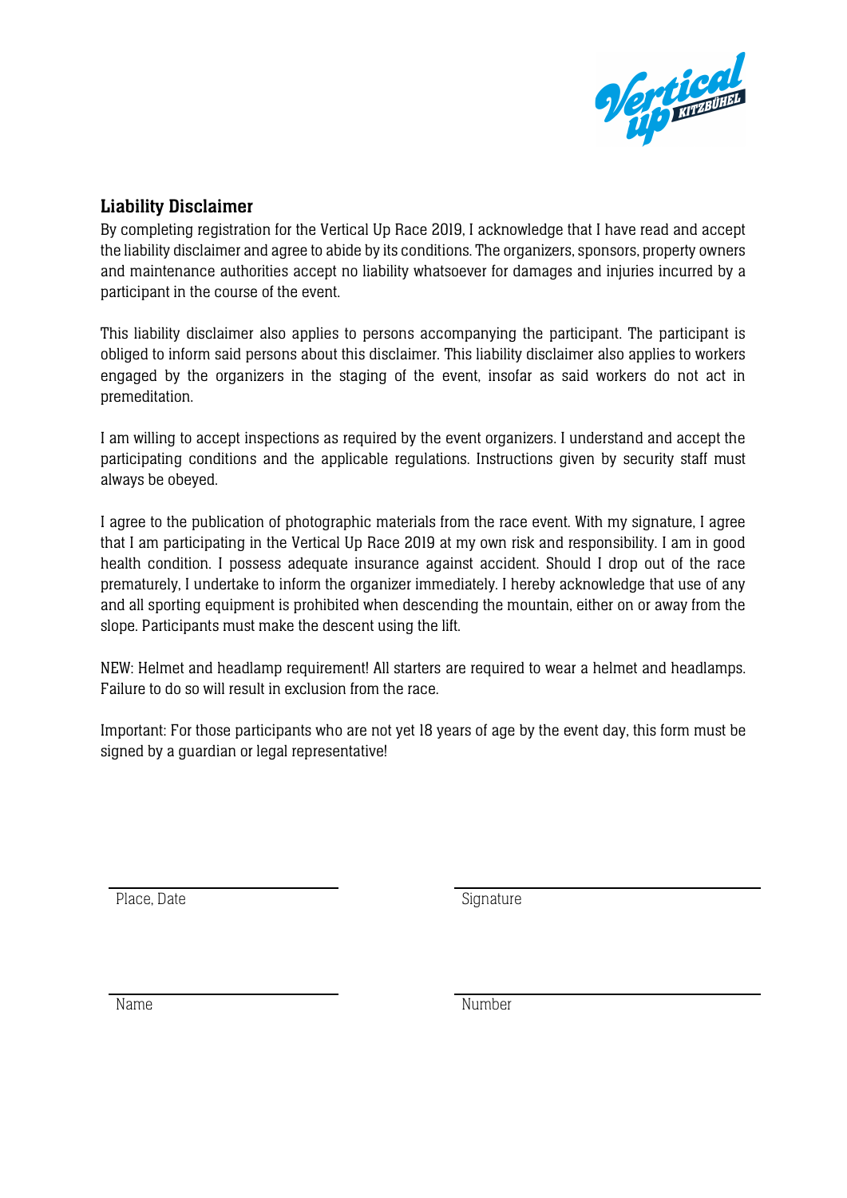## Liability Disclaimer

By completing registration for the Vertical Up Race 2019, I acknowledge that I have read and accept the liability disclaimer and agree to abide by its conditions. The organizers, sponsors, property owners and maintenance authorities accept no liability whatsoever for damages and injuries incurred by a participant in the course of the event.

This liability disclaimer also applies to persons accompanying the participant. The participant is obliged to inform said persons about this disclaimer. This liability disclaimer also applies to workers engaged by the organizers in the staging of the event, insofar as said workers do not act in premeditation.

I am willing to accept inspections as required by the event organizers. I understand and accept the participating conditions and the applicable regulations. Instructions given by security staff must always be obeyed.

I agree to the publication of photographic materials from the race event. With my signature, I agree that I am participating in the Vertical Up Race 2019 at my own risk and responsibility. I am in good health condition. I possess adequate insurance against accident. Should I drop out of the race prematurely, I undertake to inform the organizer immediately. I hereby acknowledge that use of any and all sporting equipment is prohibited when descending the mountain, either on or away from the slope. Participants must make the descent using the lift.

NEW: Helmet and headlamp requirement! All starters are required to wear a helmet and headlamps. Failure to do so will result in exclusion from the race.

Important: For those participants who are not yet 18 years of age by the event day, this form must be signed by a guardian or legal representative!

Place, Date

Signature

Name

Number